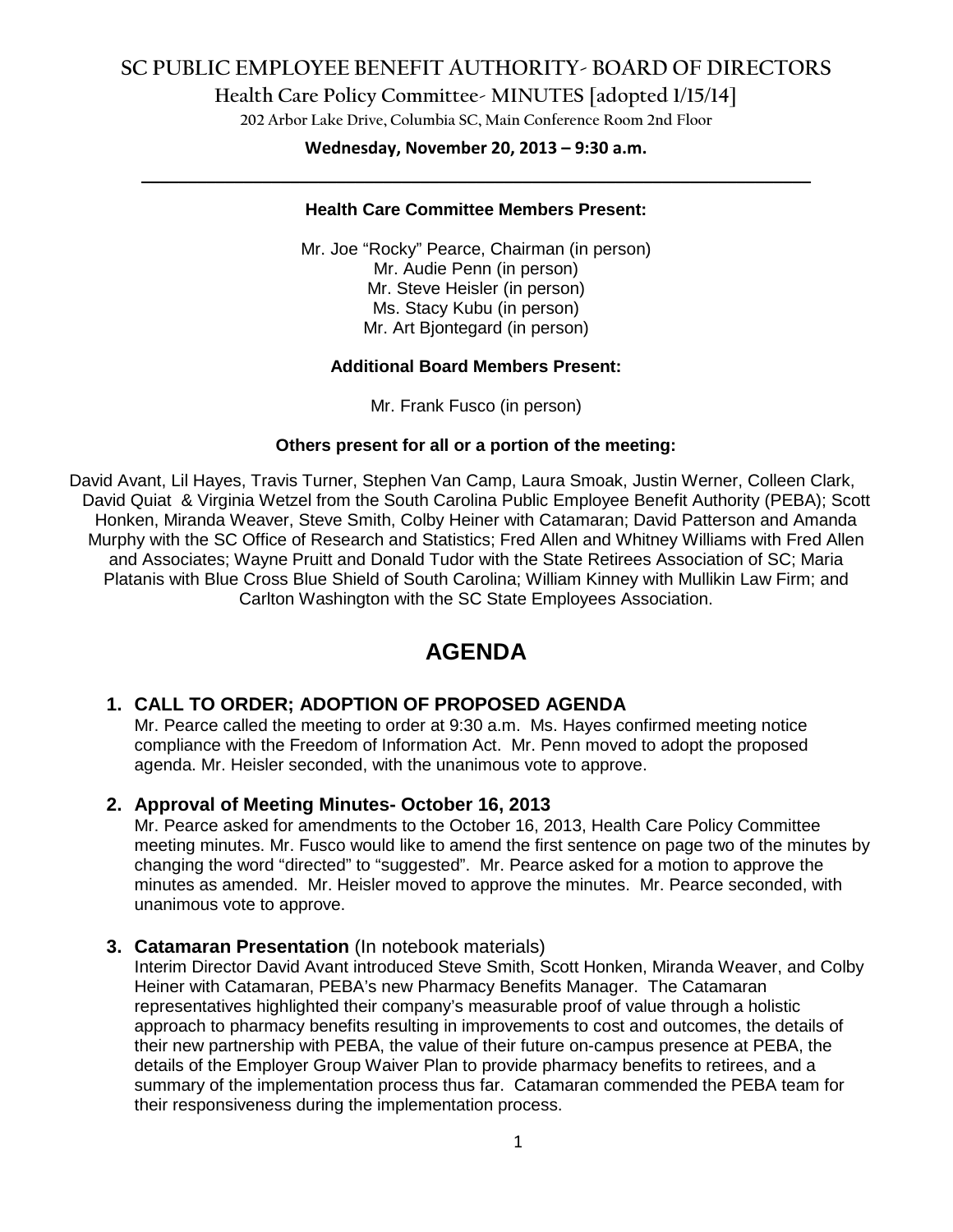# SC PUBLIC EMPLOYEE BENEFIT AUTHORITY- BOARD OF DIRECTORS

## Health Care Policy Committee- MINUTES [adopted 1/15/14]

202 Arbor Lake Drive, Columbia SC, Main Conference Room 2nd Floor

**Wednesday, November 20, 2013 – 9:30 a.m.**

---

**Health Care Committee Members Present:**

Mr. Joe "Rocky" Pearce, Chairman (in person)
Mr. Audie Penn (in person)
Mr. Steve Heisler (in person)
Ms. Stacy Kubu (in person)
Mr. Art Bjontegard (in person)

**Additional Board Members Present:**

Mr. Frank Fusco (in person)

**Others present for all or a portion of the meeting:**

David Avant, Lil Hayes, Travis Turner, Stephen Van Camp, Laura Smoak, Justin Werner, Colleen Clark, David Quiat & Virginia Wetzel from the South Carolina Public Employee Benefit Authority (PEBA); Scott Honken, Miranda Weaver, Steve Smith, Colby Heiner with Catamaran; David Patterson and Amanda Murphy with the SC Office of Research and Statistics; Fred Allen and Whitney Williams with Fred Allen and Associates; Wayne Pruitt and Donald Tudor with the State Retirees Association of SC; Maria Platanis with Blue Cross Blue Shield of South Carolina; William Kinney with Mullikin Law Firm; and Carlton Washington with the SC State Employees Association.

# AGENDA

1. **CALL TO ORDER; ADOPTION OF PROPOSED AGENDA**
   Mr. Pearce called the meeting to order at 9:30 a.m. Ms. Hayes confirmed meeting notice compliance with the Freedom of Information Act. Mr. Penn moved to adopt the proposed agenda. Mr. Heisler seconded, with the unanimous vote to approve.

2. **Approval of Meeting Minutes- October 16, 2013**
   Mr. Pearce asked for amendments to the October 16, 2013, Health Care Policy Committee meeting minutes. Mr. Fusco would like to amend the first sentence on page two of the minutes by changing the word "directed" to "suggested". Mr. Pearce asked for a motion to approve the minutes as amended. Mr. Heisler moved to approve the minutes. Mr. Pearce seconded, with unanimous vote to approve.

3. **Catamaran Presentation** (In notebook materials)
   Interim Director David Avant introduced Steve Smith, Scott Honken, Miranda Weaver, and Colby Heiner with Catamaran, PEBA's new Pharmacy Benefits Manager. The Catamaran representatives highlighted their company's measurable proof of value through a holistic approach to pharmacy benefits resulting in improvements to cost and outcomes, the details of their new partnership with PEBA, the value of their future on-campus presence at PEBA, the details of the Employer Group Waiver Plan to provide pharmacy benefits to retirees, and a summary of the implementation process thus far. Catamaran commended the PEBA team for their responsiveness during the implementation process.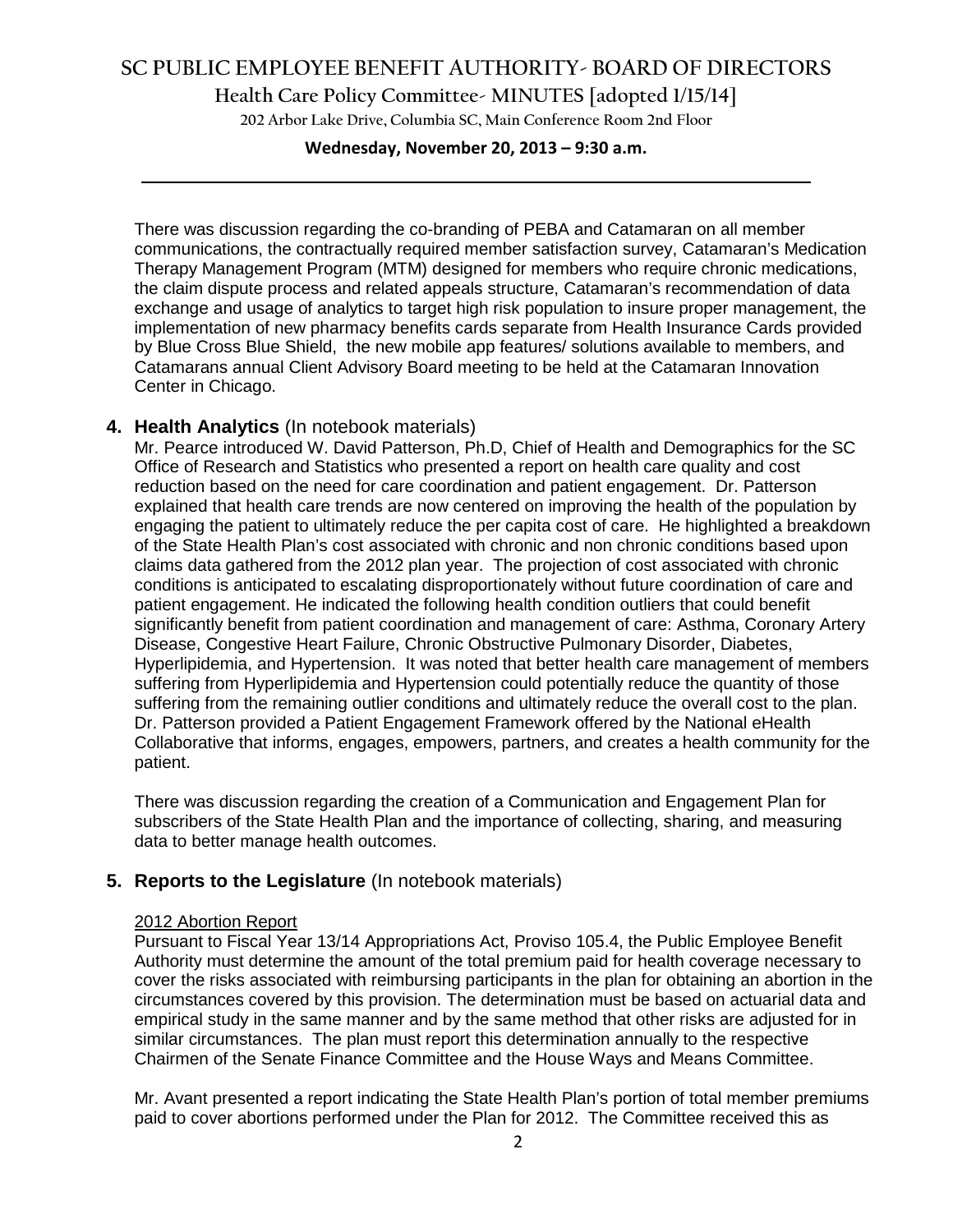There was discussion regarding the co-branding of PEBA and Catamaran on all member communications, the contractually required member satisfaction survey, Catamaran's Medication Therapy Management Program (MTM) designed for members who require chronic medications, the claim dispute process and related appeals structure, Catamaran's recommendation of data exchange and usage of analytics to target high risk population to insure proper management, the implementation of new pharmacy benefits cards separate from Health Insurance Cards provided by Blue Cross Blue Shield, the new mobile app features/ solutions available to members, and Catamarans annual Client Advisory Board meeting to be held at the Catamaran Innovation Center in Chicago.

## 4. Health Analytics (In notebook materials)

Mr. Pearce introduced W. David Patterson, Ph.D, Chief of Health and Demographics for the SC Office of Research and Statistics who presented a report on health care quality and cost reduction based on the need for care coordination and patient engagement. Dr. Patterson explained that health care trends are now centered on improving the health of the population by engaging the patient to ultimately reduce the per capita cost of care. He highlighted a breakdown of the State Health Plan's cost associated with chronic and non chronic conditions based upon claims data gathered from the 2012 plan year. The projection of cost associated with chronic conditions is anticipated to escalating disproportionately without future coordination of care and patient engagement. He indicated the following health condition outliers that could benefit significantly benefit from patient coordination and management of care: Asthma, Coronary Artery Disease, Congestive Heart Failure, Chronic Obstructive Pulmonary Disorder, Diabetes, Hyperlipidemia, and Hypertension. It was noted that better health care management of members suffering from Hyperlipidemia and Hypertension could potentially reduce the quantity of those suffering from the remaining outlier conditions and ultimately reduce the overall cost to the plan. Dr. Patterson provided a Patient Engagement Framework offered by the National eHealth Collaborative that informs, engages, empowers, partners, and creates a health community for the patient.

There was discussion regarding the creation of a Communication and Engagement Plan for subscribers of the State Health Plan and the importance of collecting, sharing, and measuring data to better manage health outcomes.

## 5. Reports to the Legislature (In notebook materials)

2012 Abortion Report

Pursuant to Fiscal Year 13/14 Appropriations Act, Proviso 105.4, the Public Employee Benefit Authority must determine the amount of the total premium paid for health coverage necessary to cover the risks associated with reimbursing participants in the plan for obtaining an abortion in the circumstances covered by this provision. The determination must be based on actuarial data and empirical study in the same manner and by the same method that other risks are adjusted for in similar circumstances. The plan must report this determination annually to the respective Chairmen of the Senate Finance Committee and the House Ways and Means Committee.

Mr. Avant presented a report indicating the State Health Plan's portion of total member premiums paid to cover abortions performed under the Plan for 2012. The Committee received this as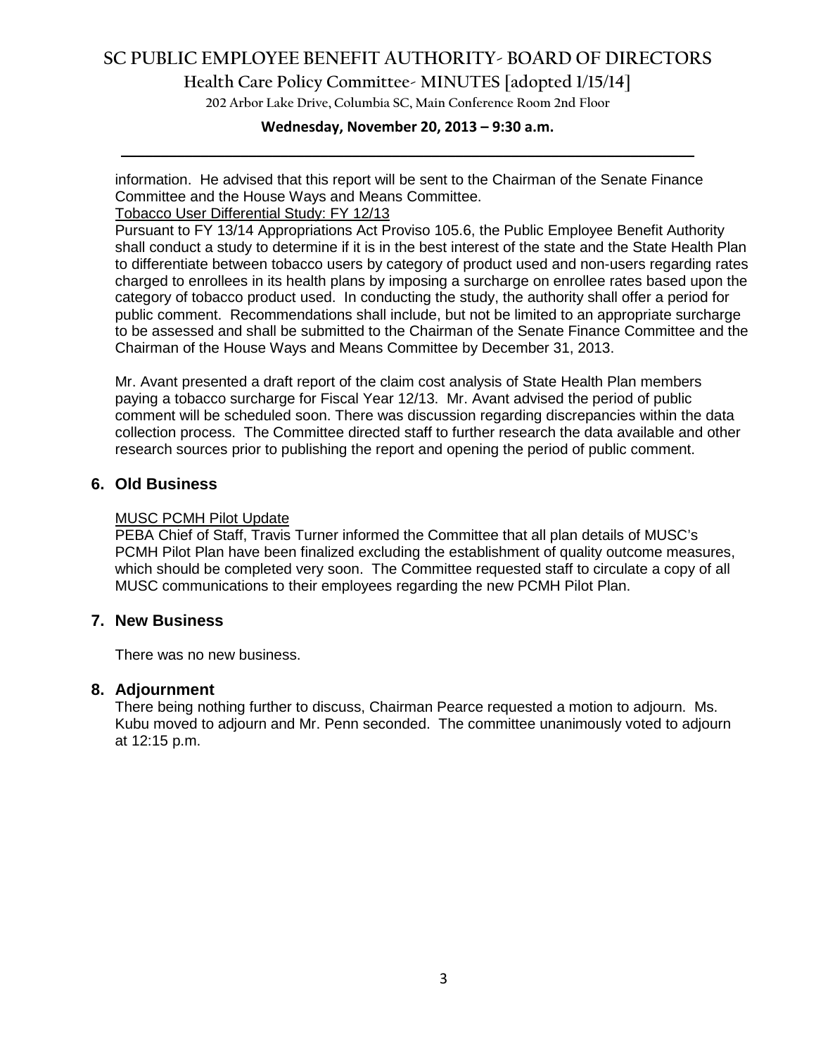information. He advised that this report will be sent to the Chairman of the Senate Finance Committee and the House Ways and Means Committee.

Tobacco User Differential Study: FY 12/13

Pursuant to FY 13/14 Appropriations Act Proviso 105.6, the Public Employee Benefit Authority shall conduct a study to determine if it is in the best interest of the state and the State Health Plan to differentiate between tobacco users by category of product used and non-users regarding rates charged to enrollees in its health plans by imposing a surcharge on enrollee rates based upon the category of tobacco product used. In conducting the study, the authority shall offer a period for public comment. Recommendations shall include, but not be limited to an appropriate surcharge to be assessed and shall be submitted to the Chairman of the Senate Finance Committee and the Chairman of the House Ways and Means Committee by December 31, 2013.

Mr. Avant presented a draft report of the claim cost analysis of State Health Plan members paying a tobacco surcharge for Fiscal Year 12/13. Mr. Avant advised the period of public comment will be scheduled soon. There was discussion regarding discrepancies within the data collection process. The Committee directed staff to further research the data available and other research sources prior to publishing the report and opening the period of public comment.

## 6. Old Business

MUSC PCMH Pilot Update

PEBA Chief of Staff, Travis Turner informed the Committee that all plan details of MUSC's PCMH Pilot Plan have been finalized excluding the establishment of quality outcome measures, which should be completed very soon. The Committee requested staff to circulate a copy of all MUSC communications to their employees regarding the new PCMH Pilot Plan.

## 7. New Business

There was no new business.

## 8. Adjournment

There being nothing further to discuss, Chairman Pearce requested a motion to adjourn. Ms. Kubu moved to adjourn and Mr. Penn seconded. The committee unanimously voted to adjourn at 12:15 p.m.